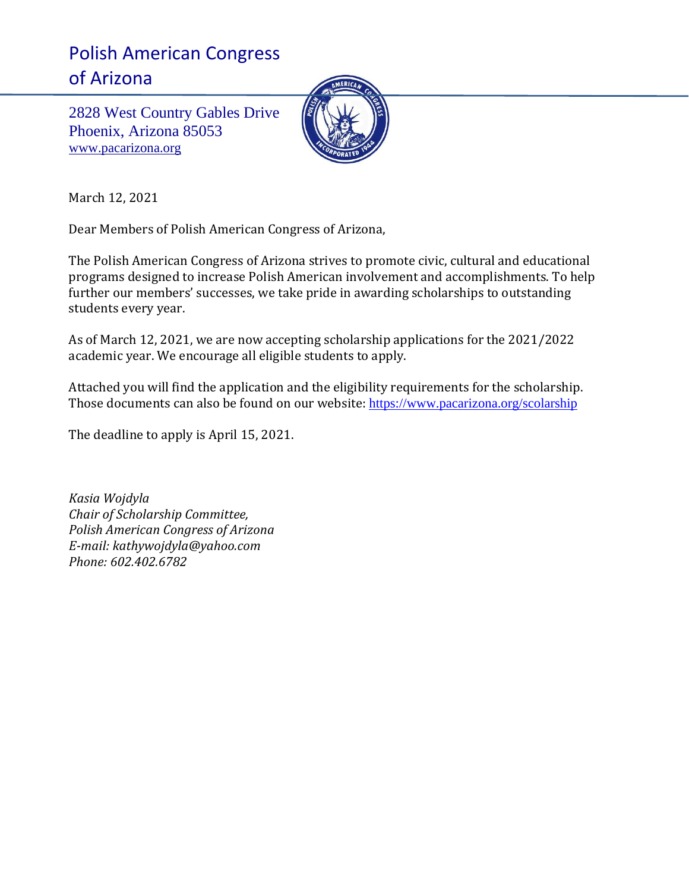# Polish American Congress of Arizona

2828 West Country Gables Drive
Phoenix, Arizona 85053
www.pacarizona.org

March 12, 2021

Dear Members of Polish American Congress of Arizona,

The Polish American Congress of Arizona strives to promote civic, cultural and educational programs designed to increase Polish American involvement and accomplishments. To help further our members' successes, we take pride in awarding scholarships to outstanding students every year.

As of March 12, 2021, we are now accepting scholarship applications for the 2021/2022 academic year. We encourage all eligible students to apply.

Attached you will find the application and the eligibility requirements for the scholarship. Those documents can also be found on our website: https://www.pacarizona.org/scolarship

The deadline to apply is April 15, 2021.

*Kasia Wojdyla*
*Chair of Scholarship Committee,*
*Polish American Congress of Arizona*
*E-mail: kathywojdyla@yahoo.com*
*Phone: 602.402.6782*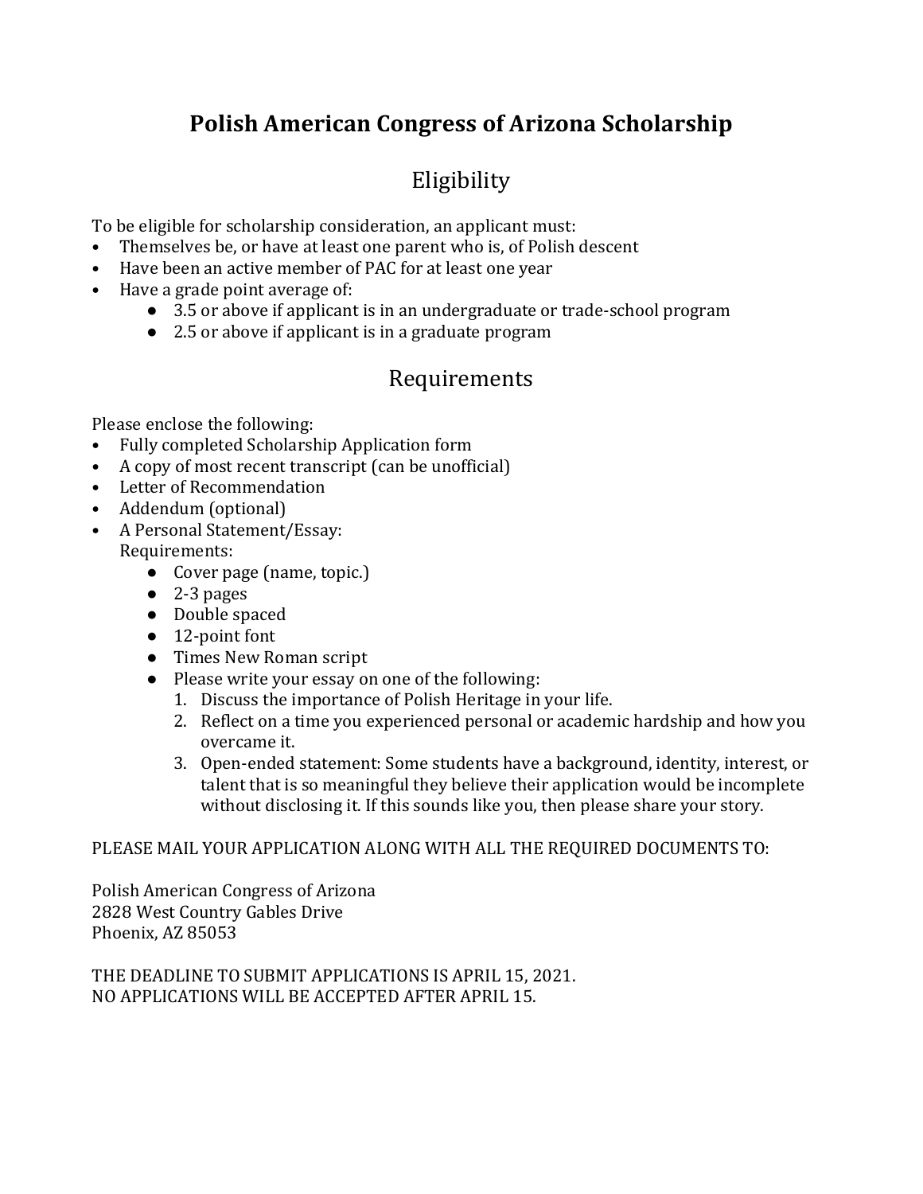# Polish American Congress of Arizona Scholarship

## Eligibility

To be eligible for scholarship consideration, an applicant must:

- Themselves be, or have at least one parent who is, of Polish descent
- Have been an active member of PAC for at least one year
- Have a grade point average of:
  - 3.5 or above if applicant is in an undergraduate or trade-school program
  - 2.5 or above if applicant is in a graduate program

## Requirements

Please enclose the following:

- Fully completed Scholarship Application form
- A copy of most recent transcript (can be unofficial)
- Letter of Recommendation
- Addendum (optional)
- A Personal Statement/Essay:
  Requirements:
  - Cover page (name, topic.)
  - 2-3 pages
  - Double spaced
  - 12-point font
  - Times New Roman script
  - Please write your essay on one of the following:
    1. Discuss the importance of Polish Heritage in your life.
    2. Reflect on a time you experienced personal or academic hardship and how you overcame it.
    3. Open-ended statement: Some students have a background, identity, interest, or talent that is so meaningful they believe their application would be incomplete without disclosing it. If this sounds like you, then please share your story.

PLEASE MAIL YOUR APPLICATION ALONG WITH ALL THE REQUIRED DOCUMENTS TO:

Polish American Congress of Arizona
2828 West Country Gables Drive
Phoenix, AZ 85053

THE DEADLINE TO SUBMIT APPLICATIONS IS APRIL 15, 2021.
NO APPLICATIONS WILL BE ACCEPTED AFTER APRIL 15.